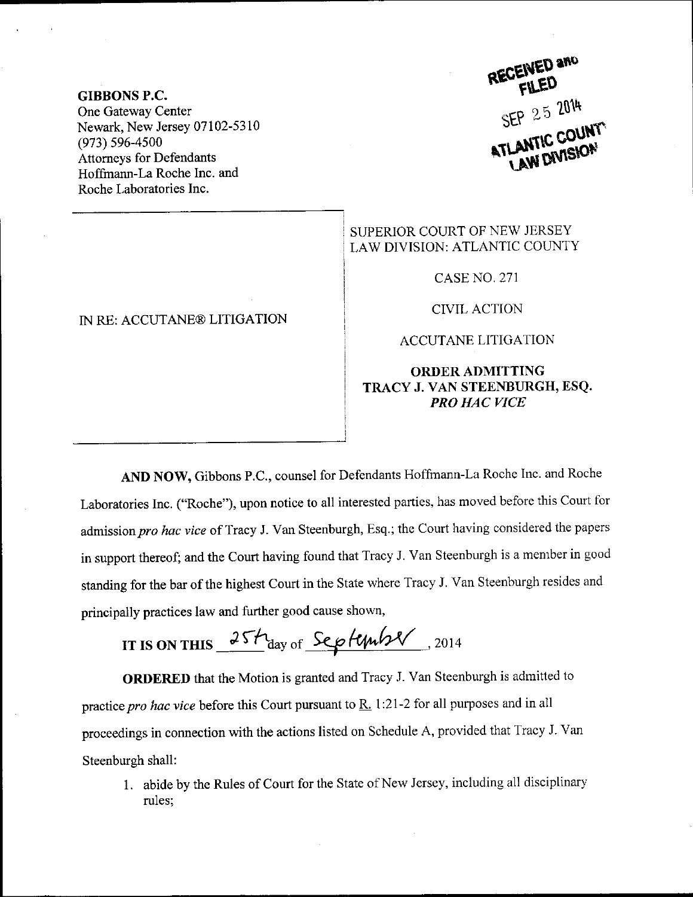**GIBBONS P.C.**
One Gateway Center
Newark, New Jersey 07102-5310
(973) 596-4500
Attorneys for Defendants
Hoffmann-La Roche Inc. and
Roche Laboratories Inc.

RECEIVED and FILED
SEP 25 2014
ATLANTIC COUNTY
LAW DIVISION

IN RE: ACCUTANE® LITIGATION

SUPERIOR COURT OF NEW JERSEY
LAW DIVISION: ATLANTIC COUNTY

CASE NO. 271

CIVIL ACTION

ACCUTANE LITIGATION

**ORDER ADMITTING TRACY J. VAN STEENBURGH, ESQ. *PRO HAC VICE***

**AND NOW,** Gibbons P.C., counsel for Defendants Hoffmann-La Roche Inc. and Roche Laboratories Inc. ("Roche"), upon notice to all interested parties, has moved before this Court for admission *pro hac vice* of Tracy J. Van Steenburgh, Esq.; the Court having considered the papers in support thereof; and the Court having found that Tracy J. Van Steenburgh is a member in good standing for the bar of the highest Court in the State where Tracy J. Van Steenburgh resides and principally practices law and further good cause shown,

**IT IS ON THIS** 25th day of September, 2014

**ORDERED** that the Motion is granted and Tracy J. Van Steenburgh is admitted to practice *pro hac vice* before this Court pursuant to R. 1:21-2 for all purposes and in all proceedings in connection with the actions listed on Schedule A, provided that Tracy J. Van Steenburgh shall:

1. abide by the Rules of Court for the State of New Jersey, including all disciplinary rules;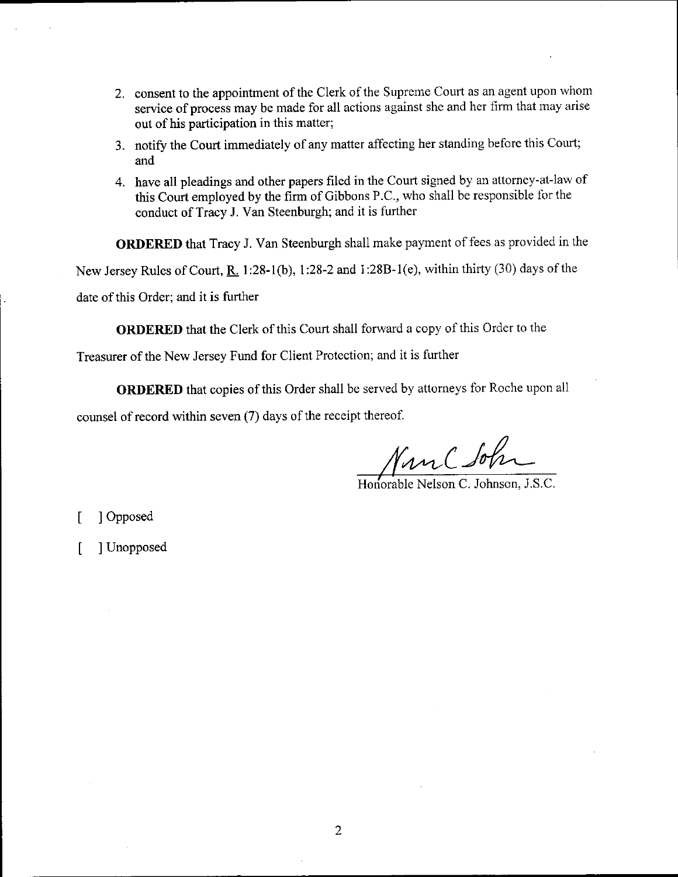2. consent to the appointment of the Clerk of the Supreme Court as an agent upon whom service of process may be made for all actions against she and her firm that may arise out of his participation in this matter;
3. notify the Court immediately of any matter affecting her standing before this Court; and
4. have all pleadings and other papers filed in the Court signed by an attorney-at-law of this Court employed by the firm of Gibbons P.C., who shall be responsible for the conduct of Tracy J. Van Steenburgh; and it is further

**ORDERED** that Tracy J. Van Steenburgh shall make payment of fees as provided in the New Jersey Rules of Court, R. 1:28-1(b), 1:28-2 and 1:28B-1(e), within thirty (30) days of the date of this Order; and it is further

**ORDERED** that the Clerk of this Court shall forward a copy of this Order to the Treasurer of the New Jersey Fund for Client Protection; and it is further

**ORDERED** that copies of this Order shall be served by attorneys for Roche upon all counsel of record within seven (7) days of the receipt thereof.

Nelson C. Johnson

Honorable Nelson C. Johnson, J.S.C.

[ ] Opposed

[ ] Unopposed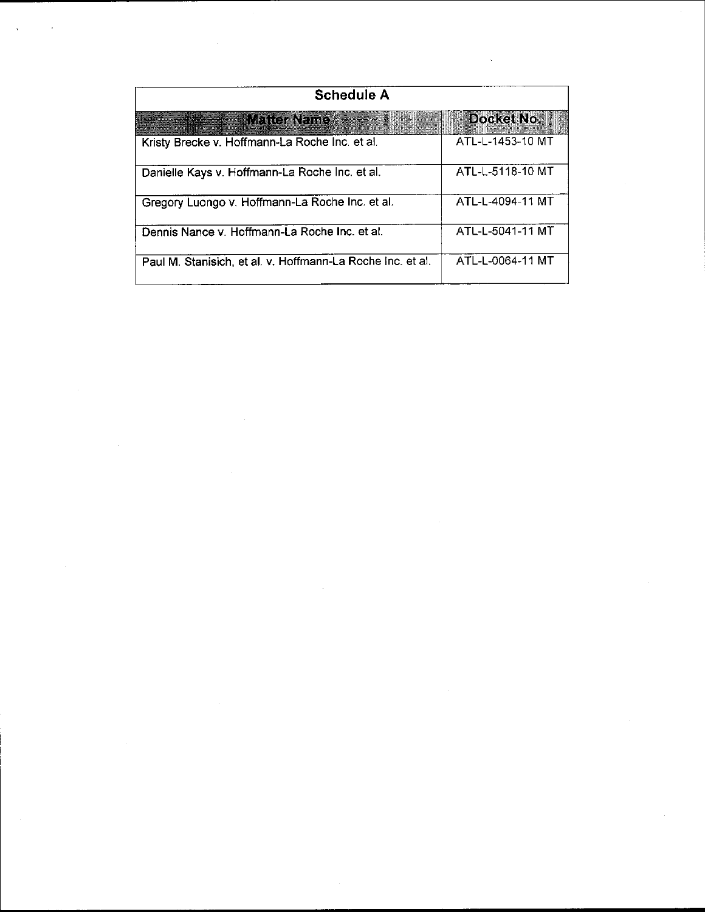| Schedule A | |
|---|---|
| **Matter Name** | **Docket No.** |
| Kristy Brecke v. Hoffmann-La Roche Inc. et al. | ATL-L-1453-10 MT |
| Danielle Kays v. Hoffmann-La Roche Inc. et al. | ATL-L-5118-10 MT |
| Gregory Luongo v. Hoffmann-La Roche Inc. et al. | ATL-L-4094-11 MT |
| Dennis Nance v. Hoffmann-La Roche Inc. et al. | ATL-L-5041-11 MT |
| Paul M. Stanisich, et al. v. Hoffmann-La Roche Inc. et al. | ATL-L-0064-11 MT |